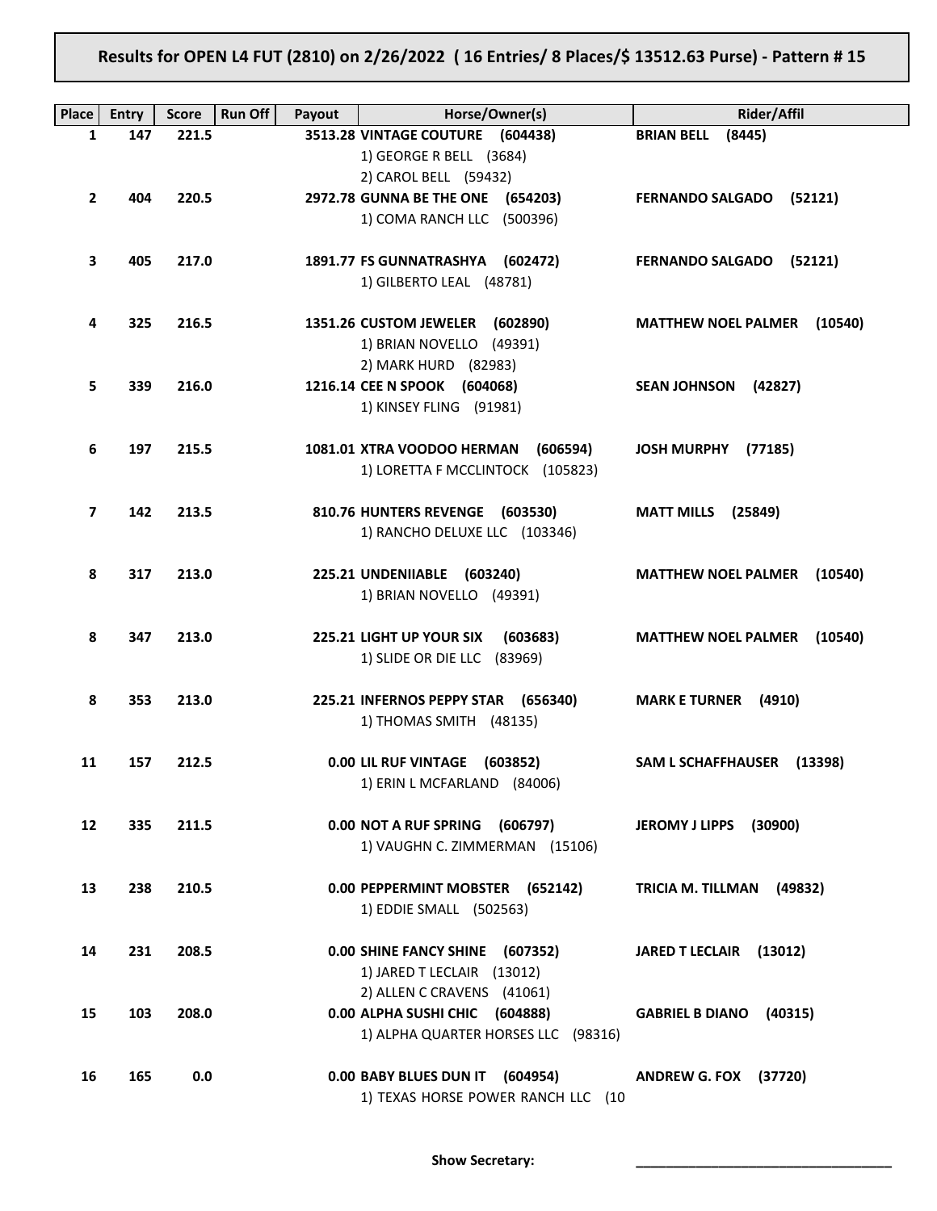## Results for OPEN L4 FUT (2810) on 2/26/2022 ( 16 Entries/ 8 Places/$ 13512.63 Purse) - Pattern # 15

| Place | Entry | Score | Run Off | Payout | Horse/Owner(s) | Rider/Affil |
|---|---|---|---|---|---|---|
| 1 | 147 | 221.5 | | 3513.28 | **VINTAGE COUTURE (604438)**<br>1) GEORGE R BELL (3684)<br>2) CAROL BELL (59432) | **BRIAN BELL (8445)** |
| 2 | 404 | 220.5 | | 2972.78 | **GUNNA BE THE ONE (654203)**<br>1) COMA RANCH LLC (500396) | **FERNANDO SALGADO (52121)** |
| 3 | 405 | 217.0 | | 1891.77 | **FS GUNNATRASHYA (602472)**<br>1) GILBERTO LEAL (48781) | **FERNANDO SALGADO (52121)** |
| 4 | 325 | 216.5 | | 1351.26 | **CUSTOM JEWELER (602890)**<br>1) BRIAN NOVELLO (49391)<br>2) MARK HURD (82983) | **MATTHEW NOEL PALMER (10540)** |
| 5 | 339 | 216.0 | | 1216.14 | **CEE N SPOOK (604068)**<br>1) KINSEY FLING (91981) | **SEAN JOHNSON (42827)** |
| 6 | 197 | 215.5 | | 1081.01 | **XTRA VOODOO HERMAN (606594)**<br>1) LORETTA F MCCLINTOCK (105823) | **JOSH MURPHY (77185)** |
| 7 | 142 | 213.5 | | 810.76 | **HUNTERS REVENGE (603530)**<br>1) RANCHO DELUXE LLC (103346) | **MATT MILLS (25849)** |
| 8 | 317 | 213.0 | | 225.21 | **UNDENIIABLE (603240)**<br>1) BRIAN NOVELLO (49391) | **MATTHEW NOEL PALMER (10540)** |
| 8 | 347 | 213.0 | | 225.21 | **LIGHT UP YOUR SIX (603683)**<br>1) SLIDE OR DIE LLC (83969) | **MATTHEW NOEL PALMER (10540)** |
| 8 | 353 | 213.0 | | 225.21 | **INFERNOS PEPPY STAR (656340)**<br>1) THOMAS SMITH (48135) | **MARK E TURNER (4910)** |
| 11 | 157 | 212.5 | | 0.00 | **LIL RUF VINTAGE (603852)**<br>1) ERIN L MCFARLAND (84006) | **SAM L SCHAFFHAUSER (13398)** |
| 12 | 335 | 211.5 | | 0.00 | **NOT A RUF SPRING (606797)**<br>1) VAUGHN C. ZIMMERMAN (15106) | **JEROMY J LIPPS (30900)** |
| 13 | 238 | 210.5 | | 0.00 | **PEPPERMINT MOBSTER (652142)**<br>1) EDDIE SMALL (502563) | **TRICIA M. TILLMAN (49832)** |
| 14 | 231 | 208.5 | | 0.00 | **SHINE FANCY SHINE (607352)**<br>1) JARED T LECLAIR (13012)<br>2) ALLEN C CRAVENS (41061) | **JARED T LECLAIR (13012)** |
| 15 | 103 | 208.0 | | 0.00 | **ALPHA SUSHI CHIC (604888)**<br>1) ALPHA QUARTER HORSES LLC (98316) | **GABRIEL B DIANO (40315)** |
| 16 | 165 | 0.0 | | 0.00 | **BABY BLUES DUN IT (604954)**<br>1) TEXAS HORSE POWER RANCH LLC (10 | **ANDREW G. FOX (37720)** |

**Show Secretary:** \_\_\_\_\_\_\_\_\_\_\_\_\_\_\_\_\_\_\_\_\_\_\_\_\_\_\_\_\_\_\_\_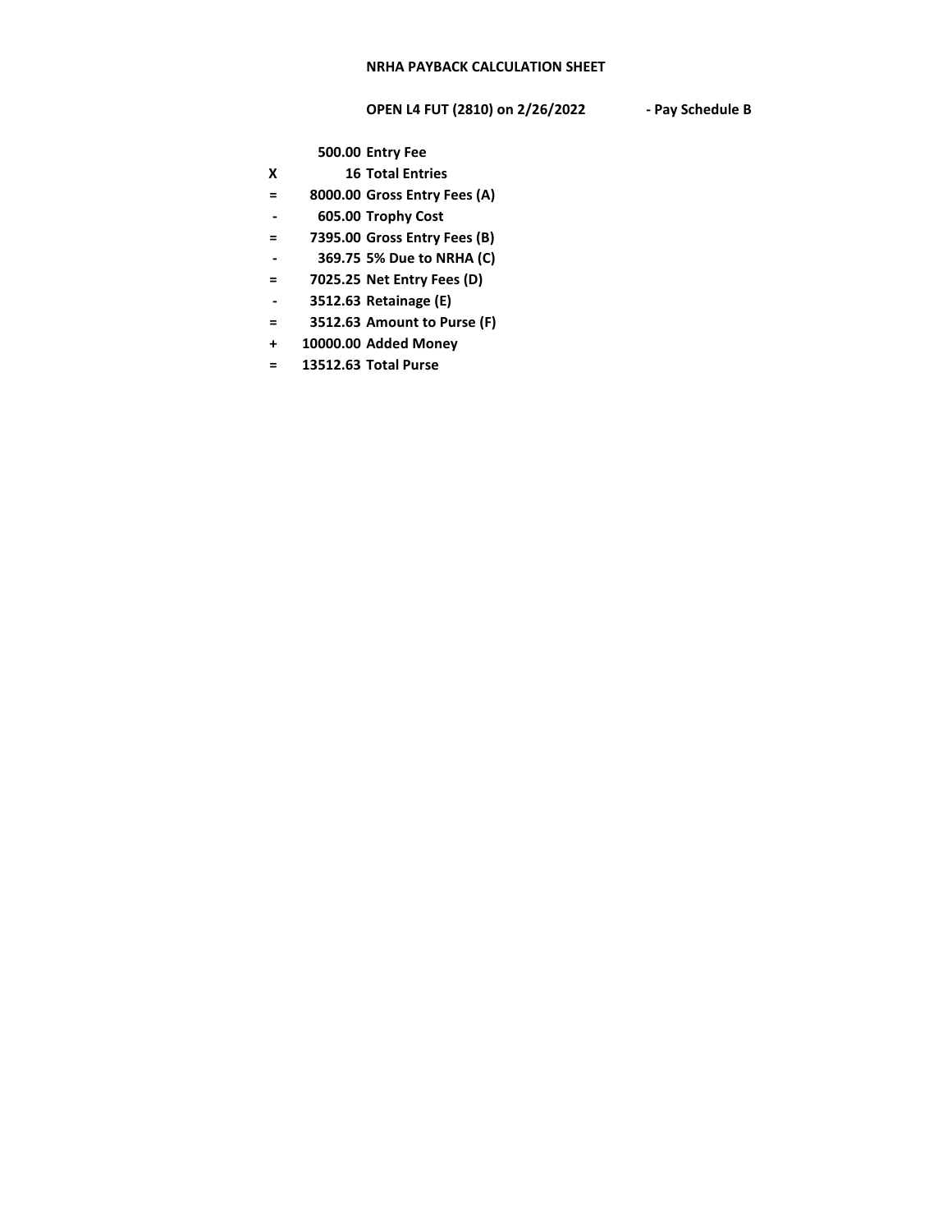**NRHA PAYBACK CALCULATION SHEET**

**OPEN L4 FUT (2810) on 2/26/2022 - Pay Schedule B**

| | | |
|---|---|---|
| | 500.00 | Entry Fee |
| X | 16 | Total Entries |
| = | 8000.00 | Gross Entry Fees (A) |
| - | 605.00 | Trophy Cost |
| = | 7395.00 | Gross Entry Fees (B) |
| - | 369.75 | 5% Due to NRHA (C) |
| = | 7025.25 | Net Entry Fees (D) |
| - | 3512.63 | Retainage (E) |
| = | 3512.63 | Amount to Purse (F) |
| + | 10000.00 | Added Money |
| = | 13512.63 | Total Purse |